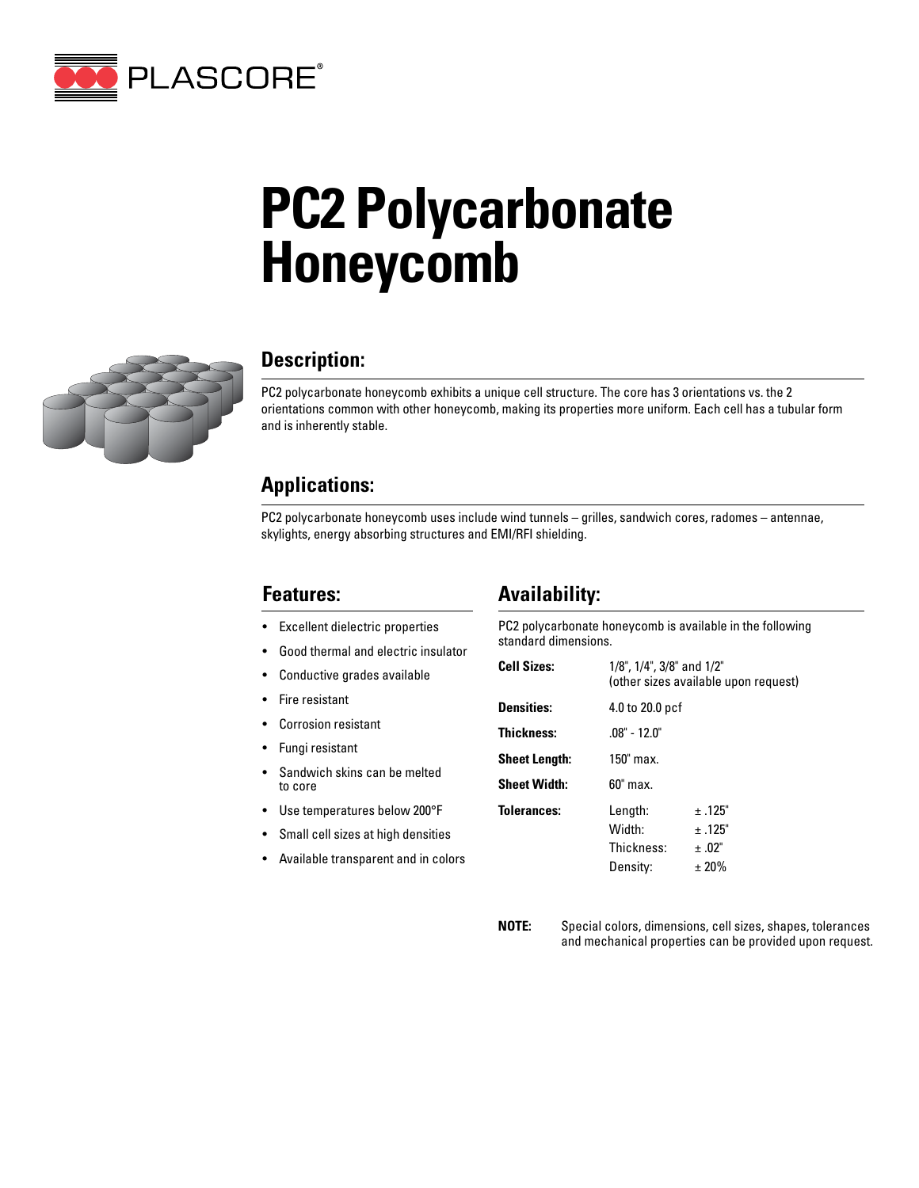PLASCORE®

# PC2 Polycarbonate Honeycomb

## Description:

PC2 polycarbonate honeycomb exhibits a unique cell structure. The core has 3 orientations vs. the 2 orientations common with other honeycomb, making its properties more uniform. Each cell has a tubular form and is inherently stable.

## Applications:

PC2 polycarbonate honeycomb uses include wind tunnels – grilles, sandwich cores, radomes – antennae, skylights, energy absorbing structures and EMI/RFI shielding.

## Features:

- Excellent dielectric properties
- Good thermal and electric insulator
- Conductive grades available
- Fire resistant
- Corrosion resistant
- Fungi resistant
- Sandwich skins can be melted to core
- Use temperatures below 200°F
- Small cell sizes at high densities
- Available transparent and in colors

## Availability:

PC2 polycarbonate honeycomb is available in the following standard dimensions.

| | | |
|---|---|---|
| **Cell Sizes:** | 1/8", 1/4", 3/8" and 1/2" (other sizes available upon request) | |
| **Densities:** | 4.0 to 20.0 pcf | |
| **Thickness:** | .08" - 12.0" | |
| **Sheet Length:** | 150" max. | |
| **Sheet Width:** | 60" max. | |
| **Tolerances:** | Length: | ± .125" |
| | Width: | ± .125" |
| | Thickness: | ± .02" |
| | Density: | ± 20% |

**NOTE:** Special colors, dimensions, cell sizes, shapes, tolerances and mechanical properties can be provided upon request.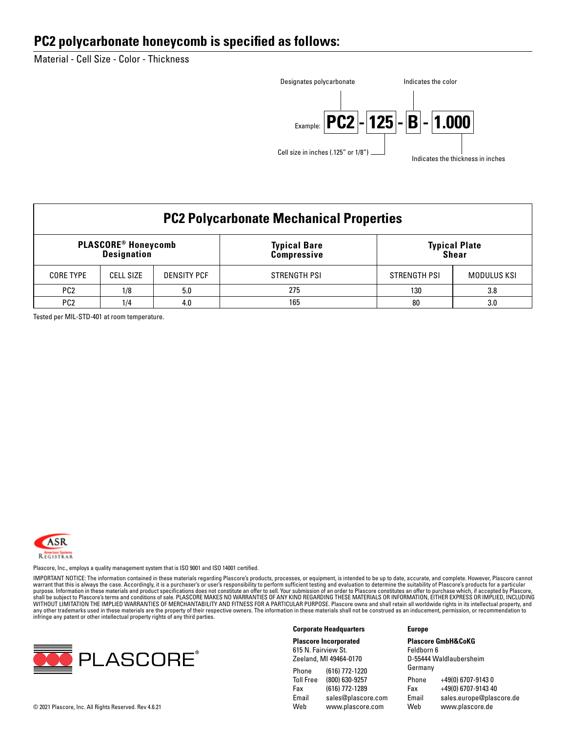## PC2 polycarbonate honeycomb is specified as follows:

Material - Cell Size - Color - Thickness

Designates polycarbonate

Indicates the color

Example: PC2 - 125 - B - 1.000

Cell size in inches (.125" or 1/8")

Indicates the thickness in inches

| PC2 Polycarbonate Mechanical Properties | | | | | |
|---|---|---|---|---|---|
| PLASCORE® Honeycomb Designation | | | Typical Bare Compressive | Typical Plate Shear | |
| CORE TYPE | CELL SIZE | DENSITY PCF | STRENGTH PSI | STRENGTH PSI | MODULUS KSI |
| PC2 | 1/8 | 5.0 | 275 | 130 | 3.8 |
| PC2 | 1/4 | 4.0 | 165 | 80 | 3.0 |

Tested per MIL-STD-401 at room temperature.

ASR American Systems Registrar

Plascore, Inc., employs a quality management system that is ISO 9001 and ISO 14001 certified.

IMPORTANT NOTICE: The information contained in these materials regarding Plascore's products, processes, or equipment, is intended to be up to date, accurate, and complete. However, Plascore cannot warrant that this is always the case. Accordingly, it is a purchaser's or user's responsibility to perform sufficient testing and evaluation to determine the suitability of Plascore's products for a particular purpose. Information in these materials and product specifications does not constitute an offer to sell. Your submission of an order to Plascore constitutes an offer to purchase which, if accepted by Plascore, shall be subject to Plascore's terms and conditions of sale. PLASCORE MAKES NO WARRANTIES OF ANY KIND REGARDING THESE MATERIALS OR INFORMATION, EITHER EXPRESS OR IMPLIED, INCLUDING WITHOUT LIMITATION THE IMPLIED WARRANTIES OF MERCHANTABILITY AND FITNESS FOR A PARTICULAR PURPOSE. Plascore owns and shall retain all worldwide rights in its intellectual property, and any other trademarks used in these materials are the property of their respective owners. The information in these materials shall not be construed as an inducement, permission, or recommendation to infringe any patent or other intellectual property rights of any third parties.

PLASCORE®

**Corporate Headquarters**

**Plascore Incorporated**
615 N. Fairview St.
Zeeland, MI 49464-0170

Phone (616) 772-1220
Toll Free (800) 630-9257
Fax (616) 772-1289
Email sales@plascore.com
Web www.plascore.com

**Europe**

**Plascore GmbH&CoKG**
Feldborn 6
D-55444 Waldlaubersheim
Germany

Phone +49(0) 6707-9143 0
Fax +49(0) 6707-9143 40
Email sales.europe@plascore.de
Web www.plascore.de

© 2021 Plascore, Inc. All Rights Reserved. Rev 4.6.21